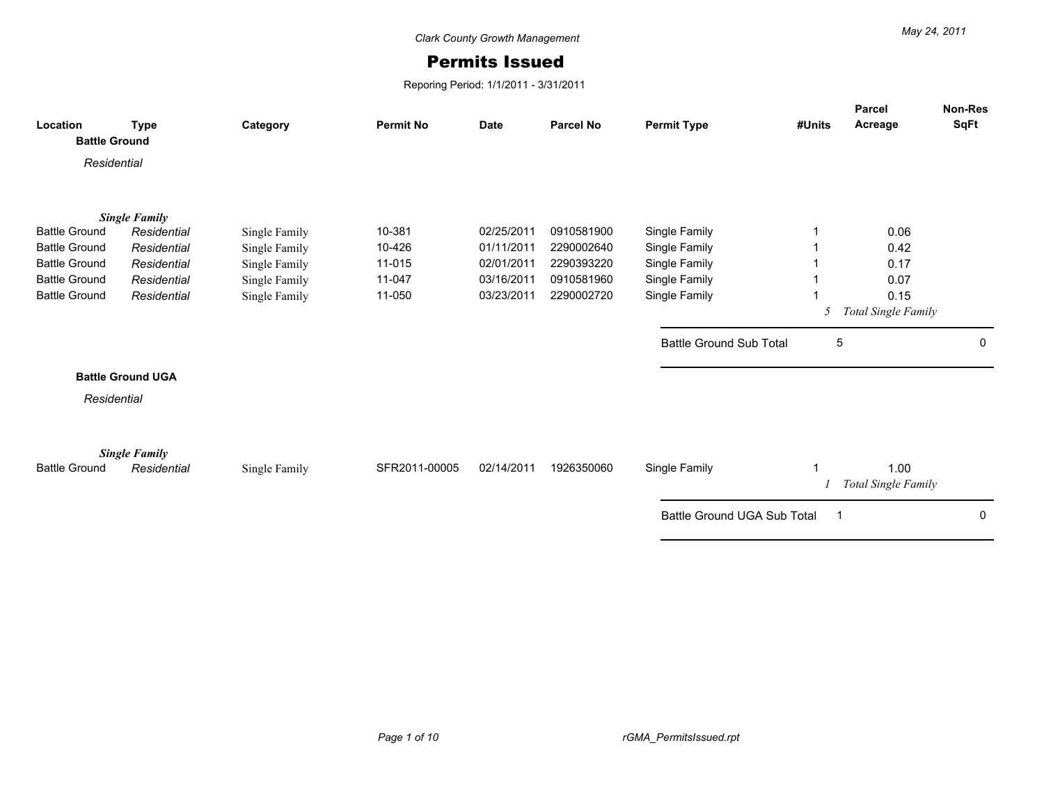Clark County Growth Management

May 24, 2011

# Permits Issued

Reporing Period: 1/1/2011 - 3/31/2011

| Location | Type | Category | Permit No | Date | Parcel No | Permit Type | #Units | Parcel Acreage | Non-Res SqFt |
|---|---|---|---|---|---|---|---|---|---|
| **Battle Ground** | | | | | | | | | |
| *Residential* | | | | | | | | | |
| | ***Single Family*** | | | | | | | | |
| Battle Ground | *Residential* | Single Family | 10-381 | 02/25/2011 | 0910581900 | Single Family | 1 | 0.06 | |
| Battle Ground | *Residential* | Single Family | 10-426 | 01/11/2011 | 2290002640 | Single Family | 1 | 0.42 | |
| Battle Ground | *Residential* | Single Family | 11-015 | 02/01/2011 | 2290393220 | Single Family | 1 | 0.17 | |
| Battle Ground | *Residential* | Single Family | 11-047 | 03/16/2011 | 0910581960 | Single Family | 1 | 0.07 | |
| Battle Ground | *Residential* | Single Family | 11-050 | 03/23/2011 | 2290002720 | Single Family | 1 | 0.15 | |
| | | | | | | | *5* | *Total Single Family* | |
| | | | | | | Battle Ground Sub Total | 5 | | 0 |
| **Battle Ground UGA** | | | | | | | | | |
| *Residential* | | | | | | | | | |
| | ***Single Family*** | | | | | | | | |
| Battle Ground | *Residential* | Single Family | SFR2011-00005 | 02/14/2011 | 1926350060 | Single Family | 1 | 1.00 | |
| | | | | | | | *1* | *Total Single Family* | |
| | | | | | | Battle Ground UGA Sub Total | 1 | | 0 |

rGMA_PermitsIssued.rpt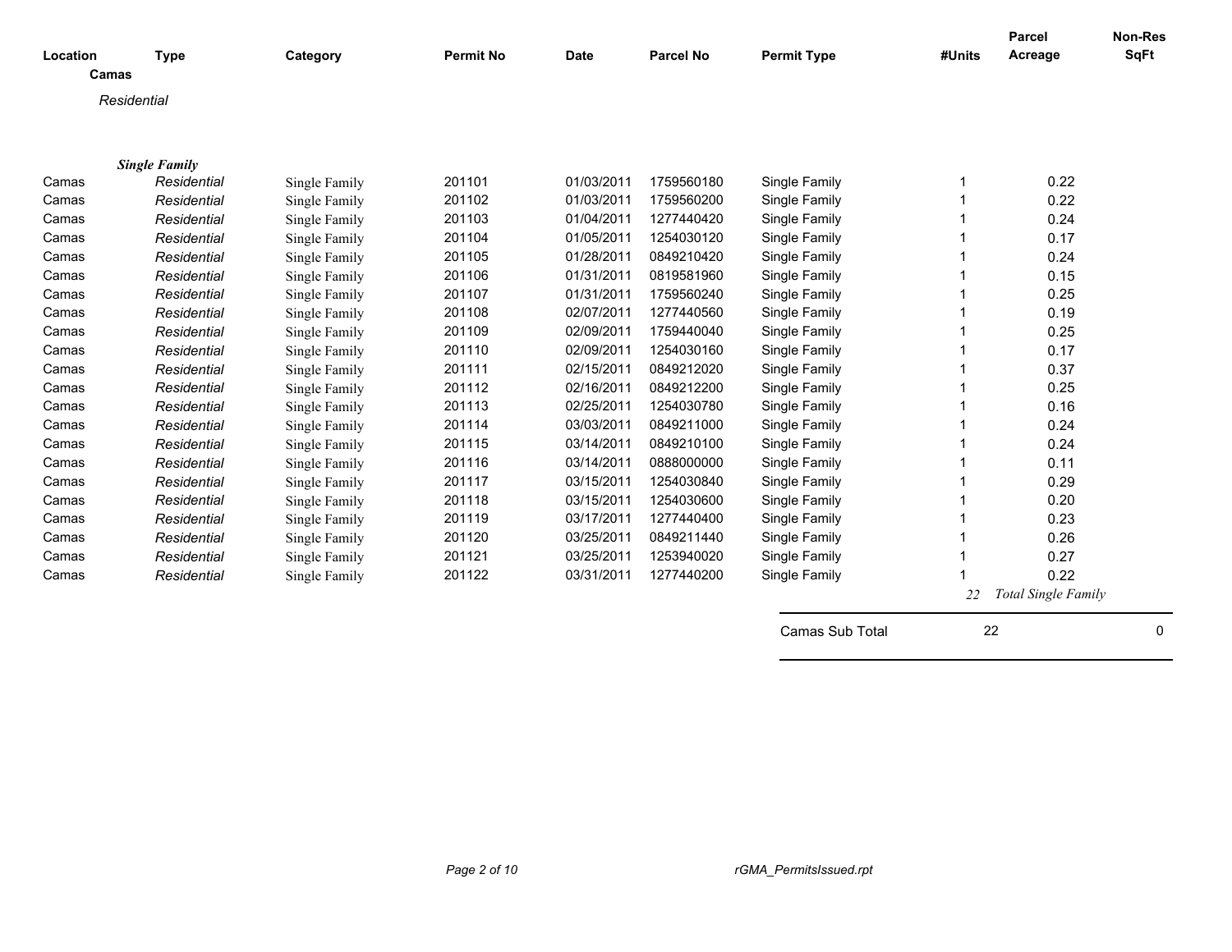| Location | Type | Category | Permit No | Date | Parcel No | Permit Type | #Units | Parcel Acreage | Non-Res SqFt |
|---|---|---|---|---|---|---|---|---|---|
| **Camas** | | | | | | | | | |
| *Residential* | | | | | | | | | |
| ***Single Family*** | | | | | | | | | |
| Camas | *Residential* | Single Family | 201101 | 01/03/2011 | 1759560180 | Single Family | 1 | 0.22 | |
| Camas | *Residential* | Single Family | 201102 | 01/03/2011 | 1759560200 | Single Family | 1 | 0.22 | |
| Camas | *Residential* | Single Family | 201103 | 01/04/2011 | 1277440420 | Single Family | 1 | 0.24 | |
| Camas | *Residential* | Single Family | 201104 | 01/05/2011 | 1254030120 | Single Family | 1 | 0.17 | |
| Camas | *Residential* | Single Family | 201105 | 01/28/2011 | 0849210420 | Single Family | 1 | 0.24 | |
| Camas | *Residential* | Single Family | 201106 | 01/31/2011 | 0819581960 | Single Family | 1 | 0.15 | |
| Camas | *Residential* | Single Family | 201107 | 01/31/2011 | 1759560240 | Single Family | 1 | 0.25 | |
| Camas | *Residential* | Single Family | 201108 | 02/07/2011 | 1277440560 | Single Family | 1 | 0.19 | |
| Camas | *Residential* | Single Family | 201109 | 02/09/2011 | 1759440040 | Single Family | 1 | 0.25 | |
| Camas | *Residential* | Single Family | 201110 | 02/09/2011 | 1254030160 | Single Family | 1 | 0.17 | |
| Camas | *Residential* | Single Family | 201111 | 02/15/2011 | 0849212020 | Single Family | 1 | 0.37 | |
| Camas | *Residential* | Single Family | 201112 | 02/16/2011 | 0849212200 | Single Family | 1 | 0.25 | |
| Camas | *Residential* | Single Family | 201113 | 02/25/2011 | 1254030780 | Single Family | 1 | 0.16 | |
| Camas | *Residential* | Single Family | 201114 | 03/03/2011 | 0849211000 | Single Family | 1 | 0.24 | |
| Camas | *Residential* | Single Family | 201115 | 03/14/2011 | 0849210100 | Single Family | 1 | 0.24 | |
| Camas | *Residential* | Single Family | 201116 | 03/14/2011 | 0888000000 | Single Family | 1 | 0.11 | |
| Camas | *Residential* | Single Family | 201117 | 03/15/2011 | 1254030840 | Single Family | 1 | 0.29 | |
| Camas | *Residential* | Single Family | 201118 | 03/15/2011 | 1254030600 | Single Family | 1 | 0.20 | |
| Camas | *Residential* | Single Family | 201119 | 03/17/2011 | 1277440400 | Single Family | 1 | 0.23 | |
| Camas | *Residential* | Single Family | 201120 | 03/25/2011 | 0849211440 | Single Family | 1 | 0.26 | |
| Camas | *Residential* | Single Family | 201121 | 03/25/2011 | 1253940020 | Single Family | 1 | 0.27 | |
| Camas | *Residential* | Single Family | 201122 | 03/31/2011 | 1277440200 | Single Family | 1 | 0.22 | |
| | | | | | | | *22* | *Total Single Family* | |
| | | | | | | Camas Sub Total | 22 | | 0 |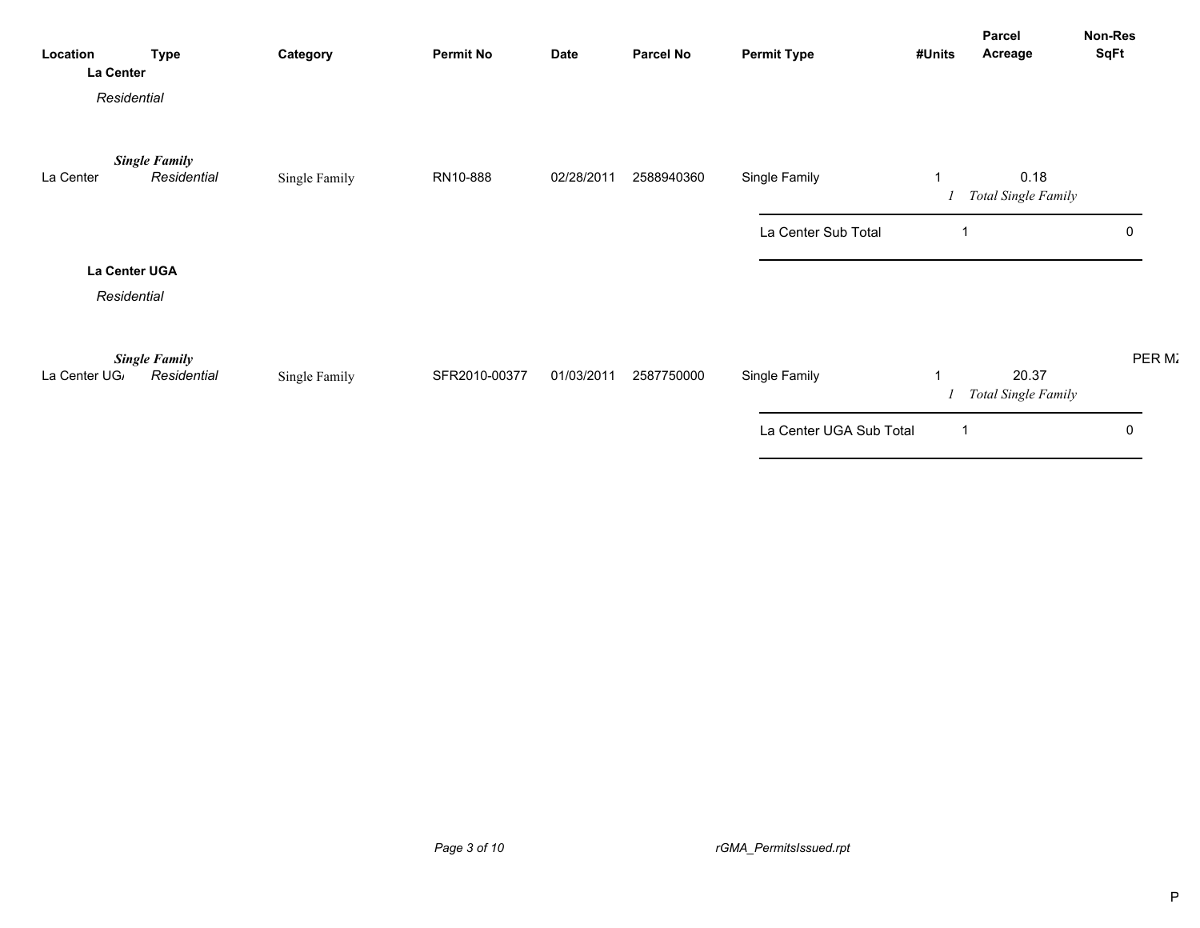| Location | Type | Category | Permit No | Date | Parcel No | Permit Type | #Units | Parcel Acreage | Non-Res SqFt |
|---|---|---|---|---|---|---|---|---|---|
| **La Center** | | | | | | | | | |
| *Residential* | | | | | | | | | |
| | ***Single Family*** | | | | | | | | |
| La Center | *Residential* | Single Family | RN10-888 | 02/28/2011 | 2588940360 | Single Family | 1 | 0.18 | |
| | | | | | | | *1* | *Total Single Family* | |
| | | | | | | La Center Sub Total | 1 | | 0 |
| **La Center UGA** | | | | | | | | | |
| *Residential* | | | | | | | | | |
| | ***Single Family*** | | | | | | | | PER M |
| La Center UG | *Residential* | Single Family | SFR2010-00377 | 01/03/2011 | 2587750000 | Single Family | 1 | 20.37 | |
| | | | | | | | *1* | *Total Single Family* | |
| | | | | | | La Center UGA Sub Total | 1 | | 0 |

rGMA_PermitsIssued.rpt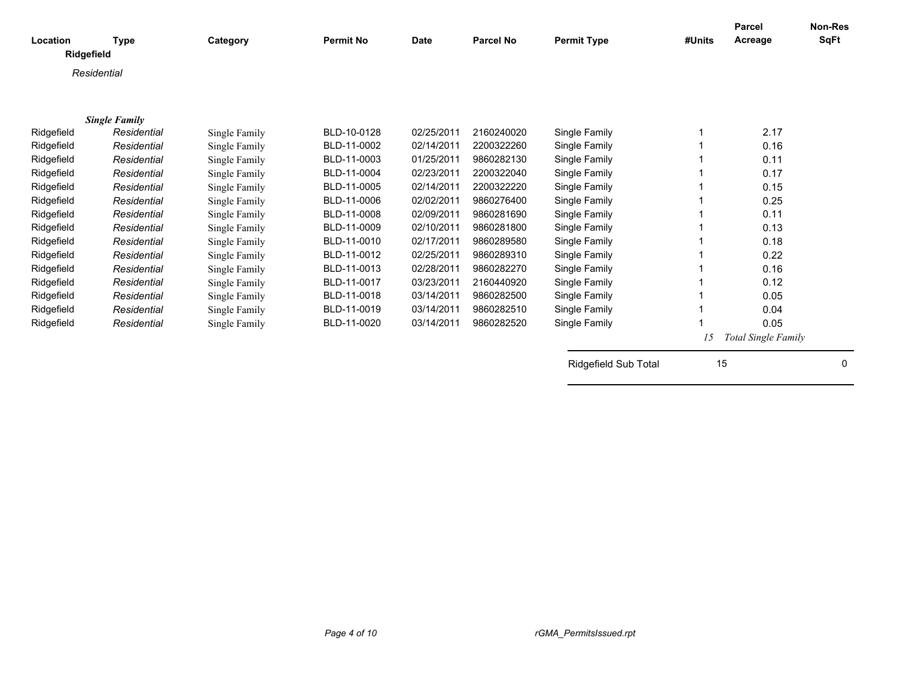| Location | Type | Category | Permit No | Date | Parcel No | Permit Type | #Units | Parcel Acreage | Non-Res SqFt |
|---|---|---|---|---|---|---|---|---|---|
| **Ridgefield** | | | | | | | | | |
| *Residential* | | | | | | | | | |
| ***Single Family*** | | | | | | | | | |
| Ridgefield | *Residential* | Single Family | BLD-10-0128 | 02/25/2011 | 2160240020 | Single Family | 1 | 2.17 | |
| Ridgefield | *Residential* | Single Family | BLD-11-0002 | 02/14/2011 | 2200322260 | Single Family | 1 | 0.16 | |
| Ridgefield | *Residential* | Single Family | BLD-11-0003 | 01/25/2011 | 9860282130 | Single Family | 1 | 0.11 | |
| Ridgefield | *Residential* | Single Family | BLD-11-0004 | 02/23/2011 | 2200322040 | Single Family | 1 | 0.17 | |
| Ridgefield | *Residential* | Single Family | BLD-11-0005 | 02/14/2011 | 2200322220 | Single Family | 1 | 0.15 | |
| Ridgefield | *Residential* | Single Family | BLD-11-0006 | 02/02/2011 | 9860276400 | Single Family | 1 | 0.25 | |
| Ridgefield | *Residential* | Single Family | BLD-11-0008 | 02/09/2011 | 9860281690 | Single Family | 1 | 0.11 | |
| Ridgefield | *Residential* | Single Family | BLD-11-0009 | 02/10/2011 | 9860281800 | Single Family | 1 | 0.13 | |
| Ridgefield | *Residential* | Single Family | BLD-11-0010 | 02/17/2011 | 9860289580 | Single Family | 1 | 0.18 | |
| Ridgefield | *Residential* | Single Family | BLD-11-0012 | 02/25/2011 | 9860289310 | Single Family | 1 | 0.22 | |
| Ridgefield | *Residential* | Single Family | BLD-11-0013 | 02/28/2011 | 9860282270 | Single Family | 1 | 0.16 | |
| Ridgefield | *Residential* | Single Family | BLD-11-0017 | 03/23/2011 | 2160440920 | Single Family | 1 | 0.12 | |
| Ridgefield | *Residential* | Single Family | BLD-11-0018 | 03/14/2011 | 9860282500 | Single Family | 1 | 0.05 | |
| Ridgefield | *Residential* | Single Family | BLD-11-0019 | 03/14/2011 | 9860282510 | Single Family | 1 | 0.04 | |
| Ridgefield | *Residential* | Single Family | BLD-11-0020 | 03/14/2011 | 9860282520 | Single Family | 1 | 0.05 | |
| | | | | | | | *15* | *Total Single Family* | |
| | | | | | | Ridgefield Sub Total | 15 | | 0 |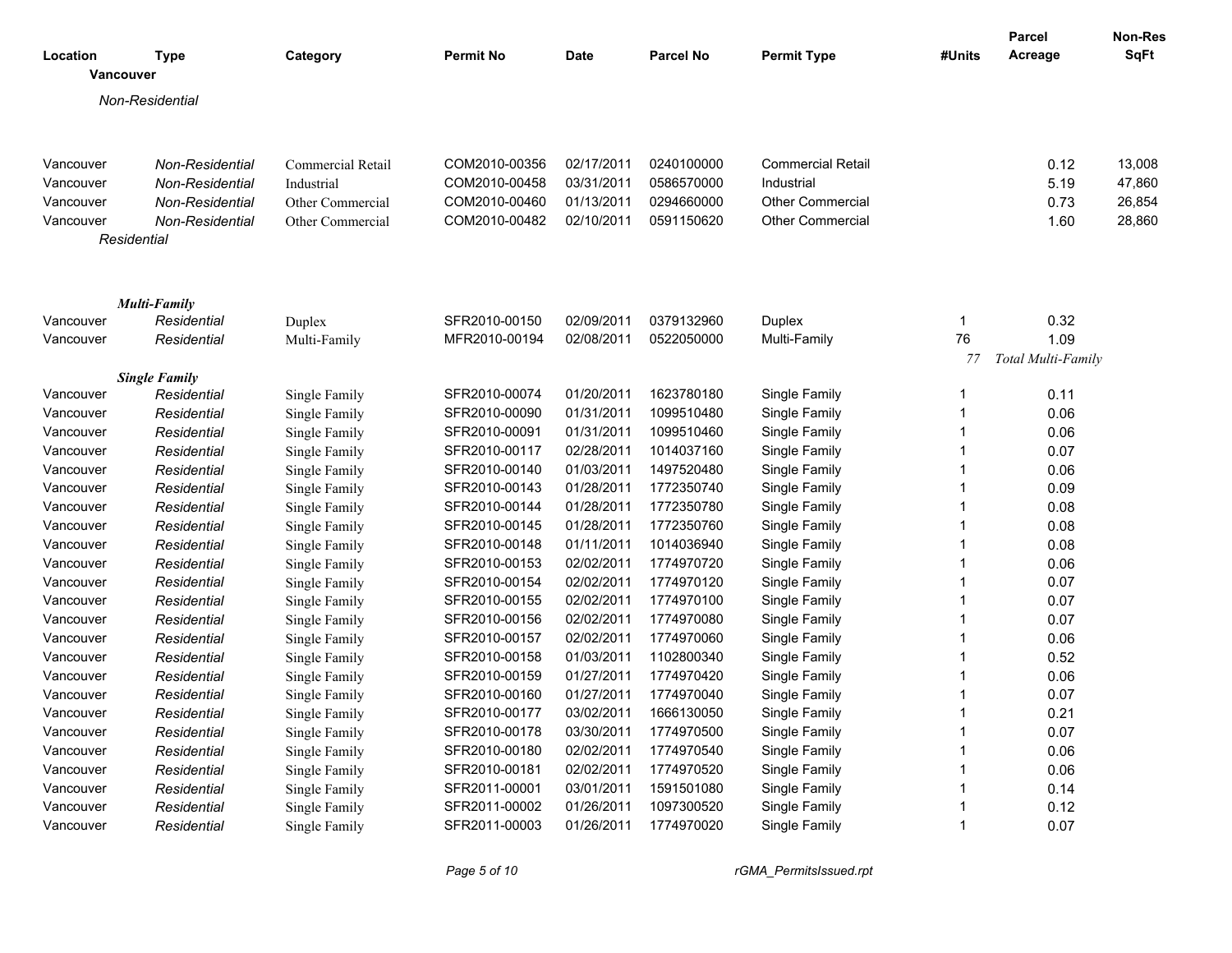| Location | Type | Category | Permit No | Date | Parcel No | Permit Type | #Units | Parcel Acreage | Non-Res SqFt |
|---|---|---|---|---|---|---|---|---|---|
| **Vancouver** | | | | | | | | | |
| *Non-Residential* | | | | | | | | | |
| Vancouver | *Non-Residential* | Commercial Retail | COM2010-00356 | 02/17/2011 | 0240100000 | Commercial Retail | | 0.12 | 13,008 |
| Vancouver | *Non-Residential* | Industrial | COM2010-00458 | 03/31/2011 | 0586570000 | Industrial | | 5.19 | 47,860 |
| Vancouver | *Non-Residential* | Other Commercial | COM2010-00460 | 01/13/2011 | 0294660000 | Other Commercial | | 0.73 | 26,854 |
| Vancouver | *Non-Residential* | Other Commercial | COM2010-00482 | 02/10/2011 | 0591150620 | Other Commercial | | 1.60 | 28,860 |
| *Residential* | | | | | | | | | |
| ***Multi-Family*** | | | | | | | | | |
| Vancouver | *Residential* | Duplex | SFR2010-00150 | 02/09/2011 | 0379132960 | Duplex | 1 | 0.32 | |
| Vancouver | *Residential* | Multi-Family | MFR2010-00194 | 02/08/2011 | 0522050000 | Multi-Family | 76 | 1.09 | |
| | | | | | | | *77* | *Total Multi-Family* | |
| ***Single Family*** | | | | | | | | | |
| Vancouver | *Residential* | Single Family | SFR2010-00074 | 01/20/2011 | 1623780180 | Single Family | 1 | 0.11 | |
| Vancouver | *Residential* | Single Family | SFR2010-00090 | 01/31/2011 | 1099510480 | Single Family | 1 | 0.06 | |
| Vancouver | *Residential* | Single Family | SFR2010-00091 | 01/31/2011 | 1099510460 | Single Family | 1 | 0.06 | |
| Vancouver | *Residential* | Single Family | SFR2010-00117 | 02/28/2011 | 1014037160 | Single Family | 1 | 0.07 | |
| Vancouver | *Residential* | Single Family | SFR2010-00140 | 01/03/2011 | 1497520480 | Single Family | 1 | 0.06 | |
| Vancouver | *Residential* | Single Family | SFR2010-00143 | 01/28/2011 | 1772350740 | Single Family | 1 | 0.09 | |
| Vancouver | *Residential* | Single Family | SFR2010-00144 | 01/28/2011 | 1772350780 | Single Family | 1 | 0.08 | |
| Vancouver | *Residential* | Single Family | SFR2010-00145 | 01/28/2011 | 1772350760 | Single Family | 1 | 0.08 | |
| Vancouver | *Residential* | Single Family | SFR2010-00148 | 01/11/2011 | 1014036940 | Single Family | 1 | 0.08 | |
| Vancouver | *Residential* | Single Family | SFR2010-00153 | 02/02/2011 | 1774970720 | Single Family | 1 | 0.06 | |
| Vancouver | *Residential* | Single Family | SFR2010-00154 | 02/02/2011 | 1774970120 | Single Family | 1 | 0.07 | |
| Vancouver | *Residential* | Single Family | SFR2010-00155 | 02/02/2011 | 1774970100 | Single Family | 1 | 0.07 | |
| Vancouver | *Residential* | Single Family | SFR2010-00156 | 02/02/2011 | 1774970080 | Single Family | 1 | 0.07 | |
| Vancouver | *Residential* | Single Family | SFR2010-00157 | 02/02/2011 | 1774970060 | Single Family | 1 | 0.06 | |
| Vancouver | *Residential* | Single Family | SFR2010-00158 | 01/03/2011 | 1102800340 | Single Family | 1 | 0.52 | |
| Vancouver | *Residential* | Single Family | SFR2010-00159 | 01/27/2011 | 1774970420 | Single Family | 1 | 0.06 | |
| Vancouver | *Residential* | Single Family | SFR2010-00160 | 01/27/2011 | 1774970040 | Single Family | 1 | 0.07 | |
| Vancouver | *Residential* | Single Family | SFR2010-00177 | 03/02/2011 | 1666130050 | Single Family | 1 | 0.21 | |
| Vancouver | *Residential* | Single Family | SFR2010-00178 | 03/30/2011 | 1774970500 | Single Family | 1 | 0.07 | |
| Vancouver | *Residential* | Single Family | SFR2010-00180 | 02/02/2011 | 1774970540 | Single Family | 1 | 0.06 | |
| Vancouver | *Residential* | Single Family | SFR2010-00181 | 02/02/2011 | 1774970520 | Single Family | 1 | 0.06 | |
| Vancouver | *Residential* | Single Family | SFR2011-00001 | 03/01/2011 | 1591501080 | Single Family | 1 | 0.14 | |
| Vancouver | *Residential* | Single Family | SFR2011-00002 | 01/26/2011 | 1097300520 | Single Family | 1 | 0.12 | |
| Vancouver | *Residential* | Single Family | SFR2011-00003 | 01/26/2011 | 1774970020 | Single Family | 1 | 0.07 | |

rGMA_PermitsIssued.rpt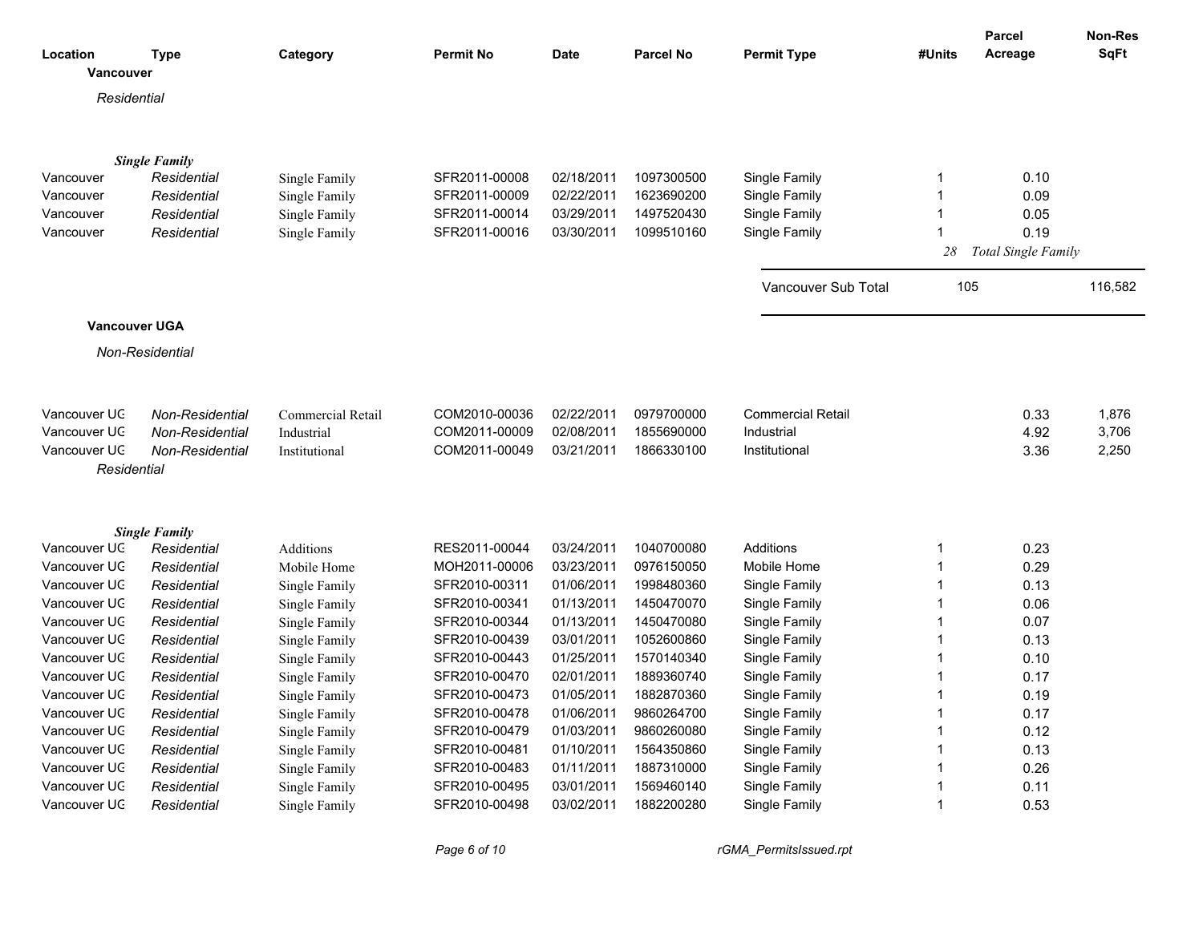| Location | Type | Category | Permit No | Date | Parcel No | Permit Type | #Units | Parcel Acreage | Non-Res SqFt |
|---|---|---|---|---|---|---|---|---|---|
| **Vancouver** | | | | | | | | | |
| *Residential* | | | | | | | | | |
| | ***Single Family*** | | | | | | | | |
| Vancouver | *Residential* | Single Family | SFR2011-00008 | 02/18/2011 | 1097300500 | Single Family | 1 | 0.10 | |
| Vancouver | *Residential* | Single Family | SFR2011-00009 | 02/22/2011 | 1623690200 | Single Family | 1 | 0.09 | |
| Vancouver | *Residential* | Single Family | SFR2011-00014 | 03/29/2011 | 1497520430 | Single Family | 1 | 0.05 | |
| Vancouver | *Residential* | Single Family | SFR2011-00016 | 03/30/2011 | 1099510160 | Single Family | 1 | 0.19 | |
| | | | | | | | *28* | *Total Single Family* | |
| | | | | | | Vancouver Sub Total | 105 | | 116,582 |
| **Vancouver UGA** | | | | | | | | | |
| *Non-Residential* | | | | | | | | | |
| Vancouver UG | *Non-Residential* | Commercial Retail | COM2010-00036 | 02/22/2011 | 0979700000 | Commercial Retail | | 0.33 | 1,876 |
| Vancouver UG | *Non-Residential* | Industrial | COM2011-00009 | 02/08/2011 | 1855690000 | Industrial | | 4.92 | 3,706 |
| Vancouver UG | *Non-Residential* | Institutional | COM2011-00049 | 03/21/2011 | 1866330100 | Institutional | | 3.36 | 2,250 |
| *Residential* | | | | | | | | | |
| | ***Single Family*** | | | | | | | | |
| Vancouver UG | *Residential* | Additions | RES2011-00044 | 03/24/2011 | 1040700080 | Additions | 1 | 0.23 | |
| Vancouver UG | *Residential* | Mobile Home | MOH2011-00006 | 03/23/2011 | 0976150050 | Mobile Home | 1 | 0.29 | |
| Vancouver UG | *Residential* | Single Family | SFR2010-00311 | 01/06/2011 | 1998480360 | Single Family | 1 | 0.13 | |
| Vancouver UG | *Residential* | Single Family | SFR2010-00341 | 01/13/2011 | 1450470070 | Single Family | 1 | 0.06 | |
| Vancouver UG | *Residential* | Single Family | SFR2010-00344 | 01/13/2011 | 1450470080 | Single Family | 1 | 0.07 | |
| Vancouver UG | *Residential* | Single Family | SFR2010-00439 | 03/01/2011 | 1052600860 | Single Family | 1 | 0.13 | |
| Vancouver UG | *Residential* | Single Family | SFR2010-00443 | 01/25/2011 | 1570140340 | Single Family | 1 | 0.10 | |
| Vancouver UG | *Residential* | Single Family | SFR2010-00470 | 02/01/2011 | 1889360740 | Single Family | 1 | 0.17 | |
| Vancouver UG | *Residential* | Single Family | SFR2010-00473 | 01/05/2011 | 1882870360 | Single Family | 1 | 0.19 | |
| Vancouver UG | *Residential* | Single Family | SFR2010-00478 | 01/06/2011 | 9860264700 | Single Family | 1 | 0.17 | |
| Vancouver UG | *Residential* | Single Family | SFR2010-00479 | 01/03/2011 | 9860260080 | Single Family | 1 | 0.12 | |
| Vancouver UG | *Residential* | Single Family | SFR2010-00481 | 01/10/2011 | 1564350860 | Single Family | 1 | 0.13 | |
| Vancouver UG | *Residential* | Single Family | SFR2010-00483 | 01/11/2011 | 1887310000 | Single Family | 1 | 0.26 | |
| Vancouver UG | *Residential* | Single Family | SFR2010-00495 | 03/01/2011 | 1569460140 | Single Family | 1 | 0.11 | |
| Vancouver UG | *Residential* | Single Family | SFR2010-00498 | 03/02/2011 | 1882200280 | Single Family | 1 | 0.53 | |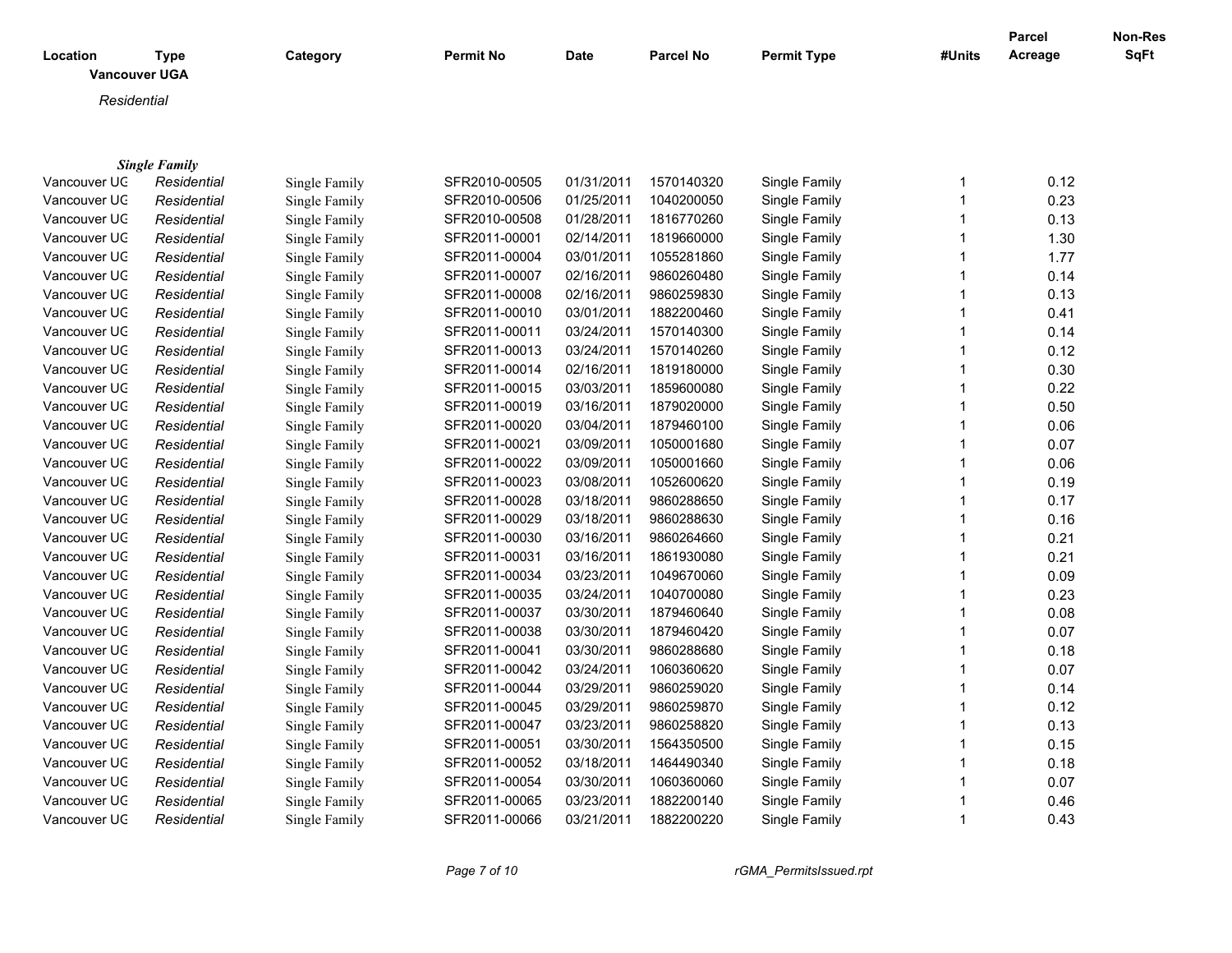| Location | Type | Category | Permit No | Date | Parcel No | Permit Type | #Units | Parcel Acreage | Non-Res SqFt |
|---|---|---|---|---|---|---|---|---|---|

**Vancouver UGA**

*Residential*

***Single Family***

| Location | Type | Category | Permit No | Date | Parcel No | Permit Type | #Units | Parcel Acreage | Non-Res SqFt |
|---|---|---|---|---|---|---|---|---|---|
| Vancouver UG | *Residential* | Single Family | SFR2010-00505 | 01/31/2011 | 1570140320 | Single Family | 1 | 0.12 | |
| Vancouver UG | *Residential* | Single Family | SFR2010-00506 | 01/25/2011 | 1040200050 | Single Family | 1 | 0.23 | |
| Vancouver UG | *Residential* | Single Family | SFR2010-00508 | 01/28/2011 | 1816770260 | Single Family | 1 | 0.13 | |
| Vancouver UG | *Residential* | Single Family | SFR2011-00001 | 02/14/2011 | 1819660000 | Single Family | 1 | 1.30 | |
| Vancouver UG | *Residential* | Single Family | SFR2011-00004 | 03/01/2011 | 1055281860 | Single Family | 1 | 1.77 | |
| Vancouver UG | *Residential* | Single Family | SFR2011-00007 | 02/16/2011 | 9860260480 | Single Family | 1 | 0.14 | |
| Vancouver UG | *Residential* | Single Family | SFR2011-00008 | 02/16/2011 | 9860259830 | Single Family | 1 | 0.13 | |
| Vancouver UG | *Residential* | Single Family | SFR2011-00010 | 03/01/2011 | 1882200460 | Single Family | 1 | 0.41 | |
| Vancouver UG | *Residential* | Single Family | SFR2011-00011 | 03/24/2011 | 1570140300 | Single Family | 1 | 0.14 | |
| Vancouver UG | *Residential* | Single Family | SFR2011-00013 | 03/24/2011 | 1570140260 | Single Family | 1 | 0.12 | |
| Vancouver UG | *Residential* | Single Family | SFR2011-00014 | 02/16/2011 | 1819180000 | Single Family | 1 | 0.30 | |
| Vancouver UG | *Residential* | Single Family | SFR2011-00015 | 03/03/2011 | 1859600080 | Single Family | 1 | 0.22 | |
| Vancouver UG | *Residential* | Single Family | SFR2011-00019 | 03/16/2011 | 1879020000 | Single Family | 1 | 0.50 | |
| Vancouver UG | *Residential* | Single Family | SFR2011-00020 | 03/04/2011 | 1879460100 | Single Family | 1 | 0.06 | |
| Vancouver UG | *Residential* | Single Family | SFR2011-00021 | 03/09/2011 | 1050001680 | Single Family | 1 | 0.07 | |
| Vancouver UG | *Residential* | Single Family | SFR2011-00022 | 03/09/2011 | 1050001660 | Single Family | 1 | 0.06 | |
| Vancouver UG | *Residential* | Single Family | SFR2011-00023 | 03/08/2011 | 1052600620 | Single Family | 1 | 0.19 | |
| Vancouver UG | *Residential* | Single Family | SFR2011-00028 | 03/18/2011 | 9860288650 | Single Family | 1 | 0.17 | |
| Vancouver UG | *Residential* | Single Family | SFR2011-00029 | 03/18/2011 | 9860288630 | Single Family | 1 | 0.16 | |
| Vancouver UG | *Residential* | Single Family | SFR2011-00030 | 03/16/2011 | 9860264660 | Single Family | 1 | 0.21 | |
| Vancouver UG | *Residential* | Single Family | SFR2011-00031 | 03/16/2011 | 1861930080 | Single Family | 1 | 0.21 | |
| Vancouver UG | *Residential* | Single Family | SFR2011-00034 | 03/23/2011 | 1049670060 | Single Family | 1 | 0.09 | |
| Vancouver UG | *Residential* | Single Family | SFR2011-00035 | 03/24/2011 | 1040700080 | Single Family | 1 | 0.23 | |
| Vancouver UG | *Residential* | Single Family | SFR2011-00037 | 03/30/2011 | 1879460640 | Single Family | 1 | 0.08 | |
| Vancouver UG | *Residential* | Single Family | SFR2011-00038 | 03/30/2011 | 1879460420 | Single Family | 1 | 0.07 | |
| Vancouver UG | *Residential* | Single Family | SFR2011-00041 | 03/30/2011 | 9860288680 | Single Family | 1 | 0.18 | |
| Vancouver UG | *Residential* | Single Family | SFR2011-00042 | 03/24/2011 | 1060360620 | Single Family | 1 | 0.07 | |
| Vancouver UG | *Residential* | Single Family | SFR2011-00044 | 03/29/2011 | 9860259020 | Single Family | 1 | 0.14 | |
| Vancouver UG | *Residential* | Single Family | SFR2011-00045 | 03/29/2011 | 9860259870 | Single Family | 1 | 0.12 | |
| Vancouver UG | *Residential* | Single Family | SFR2011-00047 | 03/23/2011 | 9860258820 | Single Family | 1 | 0.13 | |
| Vancouver UG | *Residential* | Single Family | SFR2011-00051 | 03/30/2011 | 1564350500 | Single Family | 1 | 0.15 | |
| Vancouver UG | *Residential* | Single Family | SFR2011-00052 | 03/18/2011 | 1464490340 | Single Family | 1 | 0.18 | |
| Vancouver UG | *Residential* | Single Family | SFR2011-00054 | 03/30/2011 | 1060360060 | Single Family | 1 | 0.07 | |
| Vancouver UG | *Residential* | Single Family | SFR2011-00065 | 03/23/2011 | 1882200140 | Single Family | 1 | 0.46 | |
| Vancouver UG | *Residential* | Single Family | SFR2011-00066 | 03/21/2011 | 1882200220 | Single Family | 1 | 0.43 | |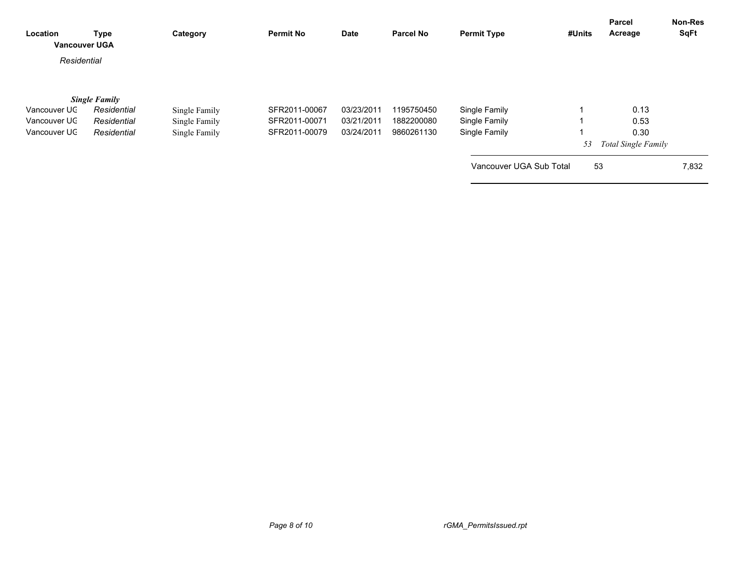| Location | Type | Category | Permit No | Date | Parcel No | Permit Type | #Units | Parcel Acreage | Non-Res SqFt |
|---|---|---|---|---|---|---|---|---|---|
| **Vancouver UGA** | | | | | | | | | |
| *Residential* | | | | | | | | | |
| ***Single Family*** | | | | | | | | | |
| Vancouver UG | *Residential* | Single Family | SFR2011-00067 | 03/23/2011 | 1195750450 | Single Family | 1 | 0.13 | |
| Vancouver UG | *Residential* | Single Family | SFR2011-00071 | 03/21/2011 | 1882200080 | Single Family | 1 | 0.53 | |
| Vancouver UG | *Residential* | Single Family | SFR2011-00079 | 03/24/2011 | 9860261130 | Single Family | 1 | 0.30 | |
| | | | | | | | *53* | *Total Single Family* | |
| | | | | | | Vancouver UGA Sub Total | 53 | | 7,832 |

rGMA_PermitsIssued.rpt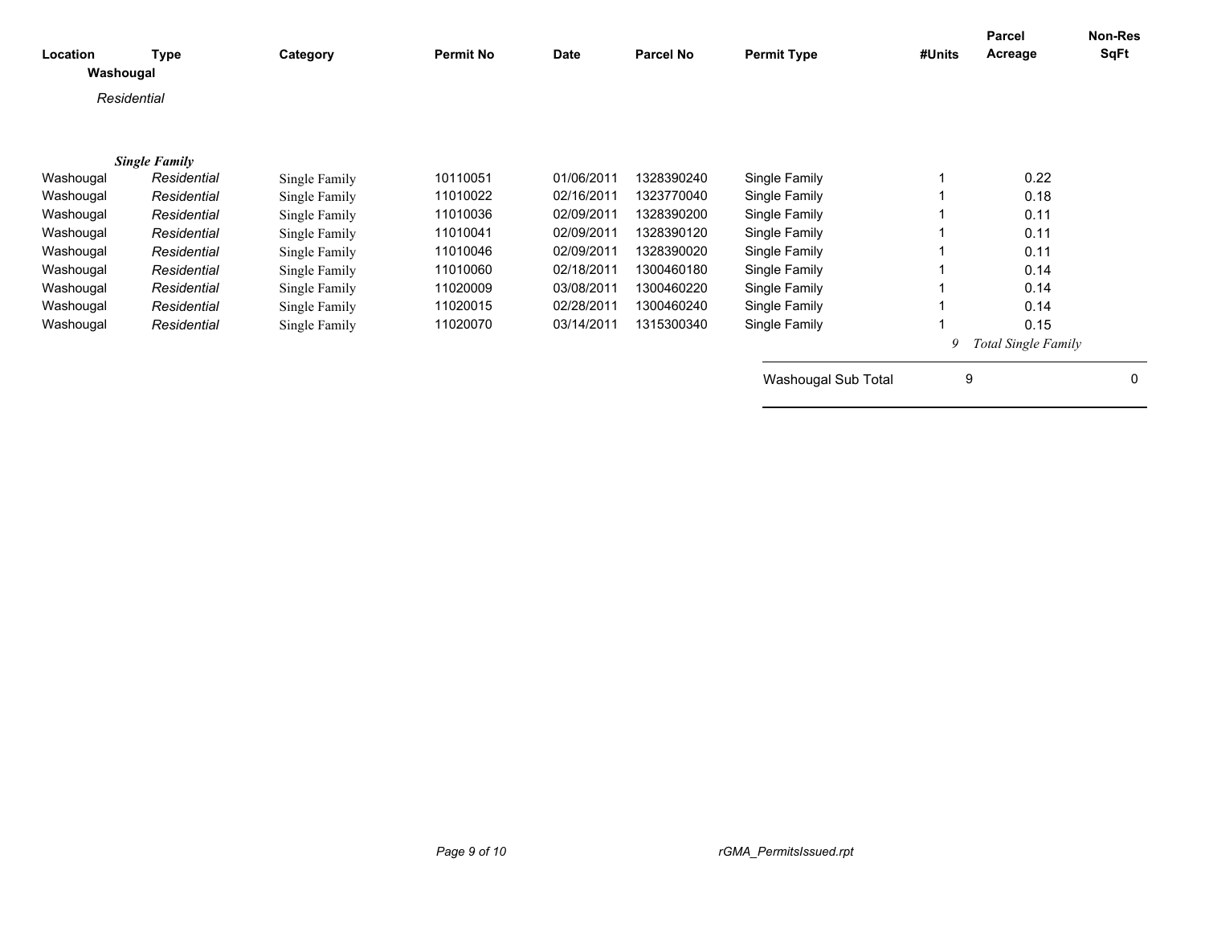| Location | Type | Category | Permit No | Date | Parcel No | Permit Type | #Units | Parcel Acreage | Non-Res SqFt |
|---|---|---|---|---|---|---|---|---|---|
| **Washougal** | | | | | | | | | |
| *Residential* | | | | | | | | | |
| ***Single Family*** | | | | | | | | | |
| Washougal | *Residential* | Single Family | 10110051 | 01/06/2011 | 1328390240 | Single Family | 1 | 0.22 | |
| Washougal | *Residential* | Single Family | 11010022 | 02/16/2011 | 1323770040 | Single Family | 1 | 0.18 | |
| Washougal | *Residential* | Single Family | 11010036 | 02/09/2011 | 1328390200 | Single Family | 1 | 0.11 | |
| Washougal | *Residential* | Single Family | 11010041 | 02/09/2011 | 1328390120 | Single Family | 1 | 0.11 | |
| Washougal | *Residential* | Single Family | 11010046 | 02/09/2011 | 1328390020 | Single Family | 1 | 0.11 | |
| Washougal | *Residential* | Single Family | 11010060 | 02/18/2011 | 1300460180 | Single Family | 1 | 0.14 | |
| Washougal | *Residential* | Single Family | 11020009 | 03/08/2011 | 1300460220 | Single Family | 1 | 0.14 | |
| Washougal | *Residential* | Single Family | 11020015 | 02/28/2011 | 1300460240 | Single Family | 1 | 0.14 | |
| Washougal | *Residential* | Single Family | 11020070 | 03/14/2011 | 1315300340 | Single Family | 1 | 0.15 | |
| | | | | | | | *9* | *Total Single Family* | |
| | | | | | | Washougal Sub Total | 9 | | 0 |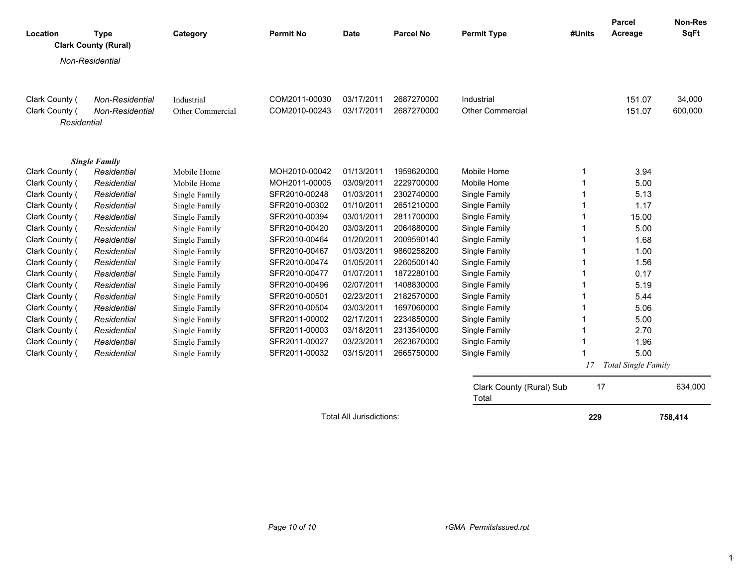| Location | Type | Category | Permit No | Date | Parcel No | Permit Type | #Units | Parcel Acreage | Non-Res SqFt |
|---|---|---|---|---|---|---|---|---|---|
| **Clark County (Rural)** | | | | | | | | | |
| *Non-Residential* | | | | | | | | | |
| Clark County ( | *Non-Residential* | Industrial | COM2011-00030 | 03/17/2011 | 2687270000 | Industrial | | 151.07 | 34,000 |
| Clark County ( | *Non-Residential* | Other Commercial | COM2010-00243 | 03/17/2011 | 2687270000 | Other Commercial | | 151.07 | 600,000 |
| *Residential* | | | | | | | | | |
| ***Single Family*** | | | | | | | | | |
| Clark County ( | *Residential* | Mobile Home | MOH2010-00042 | 01/13/2011 | 1959620000 | Mobile Home | 1 | 3.94 | |
| Clark County ( | *Residential* | Mobile Home | MOH2011-00005 | 03/09/2011 | 2229700000 | Mobile Home | 1 | 5.00 | |
| Clark County ( | *Residential* | Single Family | SFR2010-00248 | 01/03/2011 | 2302740000 | Single Family | 1 | 5.13 | |
| Clark County ( | *Residential* | Single Family | SFR2010-00302 | 01/10/2011 | 2651210000 | Single Family | 1 | 1.17 | |
| Clark County ( | *Residential* | Single Family | SFR2010-00394 | 03/01/2011 | 2811700000 | Single Family | 1 | 15.00 | |
| Clark County ( | *Residential* | Single Family | SFR2010-00420 | 03/03/2011 | 2064880000 | Single Family | 1 | 5.00 | |
| Clark County ( | *Residential* | Single Family | SFR2010-00464 | 01/20/2011 | 2009590140 | Single Family | 1 | 1.68 | |
| Clark County ( | *Residential* | Single Family | SFR2010-00467 | 01/03/2011 | 9860258200 | Single Family | 1 | 1.00 | |
| Clark County ( | *Residential* | Single Family | SFR2010-00474 | 01/05/2011 | 2260500140 | Single Family | 1 | 1.56 | |
| Clark County ( | *Residential* | Single Family | SFR2010-00477 | 01/07/2011 | 1872280100 | Single Family | 1 | 0.17 | |
| Clark County ( | *Residential* | Single Family | SFR2010-00496 | 02/07/2011 | 1408830000 | Single Family | 1 | 5.19 | |
| Clark County ( | *Residential* | Single Family | SFR2010-00501 | 02/23/2011 | 2182570000 | Single Family | 1 | 5.44 | |
| Clark County ( | *Residential* | Single Family | SFR2010-00504 | 03/03/2011 | 1697060000 | Single Family | 1 | 5.06 | |
| Clark County ( | *Residential* | Single Family | SFR2011-00002 | 02/17/2011 | 2234850000 | Single Family | 1 | 5.00 | |
| Clark County ( | *Residential* | Single Family | SFR2011-00003 | 03/18/2011 | 2313540000 | Single Family | 1 | 2.70 | |
| Clark County ( | *Residential* | Single Family | SFR2011-00027 | 03/23/2011 | 2623670000 | Single Family | 1 | 1.96 | |
| Clark County ( | *Residential* | Single Family | SFR2011-00032 | 03/15/2011 | 2665750000 | Single Family | 1 | 5.00 | |
| | | | | | | | *17* | *Total Single Family* | |
| | | | | | | Clark County (Rural) Sub Total | 17 | | 634,000 |
| | | | | Total All Jurisdictions: | | | **229** | | **758,414** |